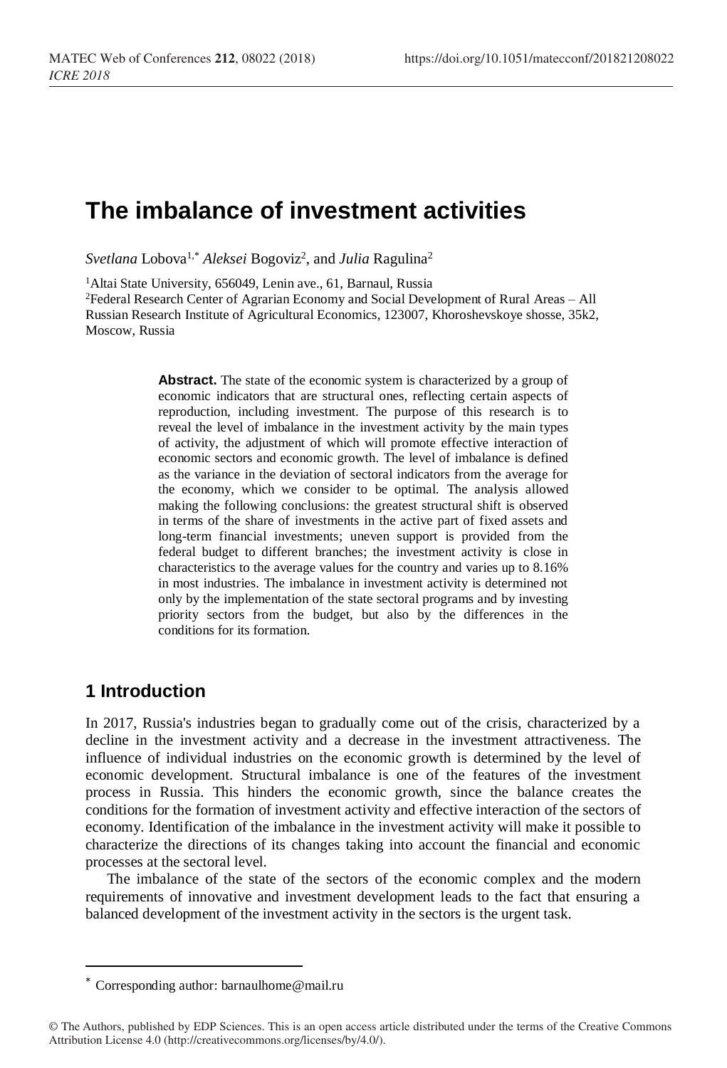# The imbalance of investment activities

*Svetlana* Lobova[1,*] *Aleksei* Bogoviz[2], and *Julia* Ragulina[2]

[1]Altai State University, 656049, Lenin ave., 61, Barnaul, Russia

[2]Federal Research Center of Agrarian Economy and Social Development of Rural Areas – All Russian Research Institute of Agricultural Economics, 123007, Khoroshevskoye shosse, 35k2, Moscow, Russia

**Abstract.** The state of the economic system is characterized by a group of economic indicators that are structural ones, reflecting certain aspects of reproduction, including investment. The purpose of this research is to reveal the level of imbalance in the investment activity by the main types of activity, the adjustment of which will promote effective interaction of economic sectors and economic growth. The level of imbalance is defined as the variance in the deviation of sectoral indicators from the average for the economy, which we consider to be optimal. The analysis allowed making the following conclusions: the greatest structural shift is observed in terms of the share of investments in the active part of fixed assets and long-term financial investments; uneven support is provided from the federal budget to different branches; the investment activity is close in characteristics to the average values for the country and varies up to 8.16% in most industries. The imbalance in investment activity is determined not only by the implementation of the state sectoral programs and by investing priority sectors from the budget, but also by the differences in the conditions for its formation.

## 1 Introduction

In 2017, Russia's industries began to gradually come out of the crisis, characterized by a decline in the investment activity and a decrease in the investment attractiveness. The influence of individual industries on the economic growth is determined by the level of economic development. Structural imbalance is one of the features of the investment process in Russia. This hinders the economic growth, since the balance creates the conditions for the formation of investment activity and effective interaction of the sectors of economy. Identification of the imbalance in the investment activity will make it possible to characterize the directions of its changes taking into account the financial and economic processes at the sectoral level.

The imbalance of the state of the sectors of the economic complex and the modern requirements of innovative and investment development leads to the fact that ensuring a balanced development of the investment activity in the sectors is the urgent task.

---

[*] Corresponding author: barnaulhome@mail.ru

© The Authors, published by EDP Sciences. This is an open access article distributed under the terms of the Creative Commons Attribution License 4.0 (http://creativecommons.org/licenses/by/4.0/).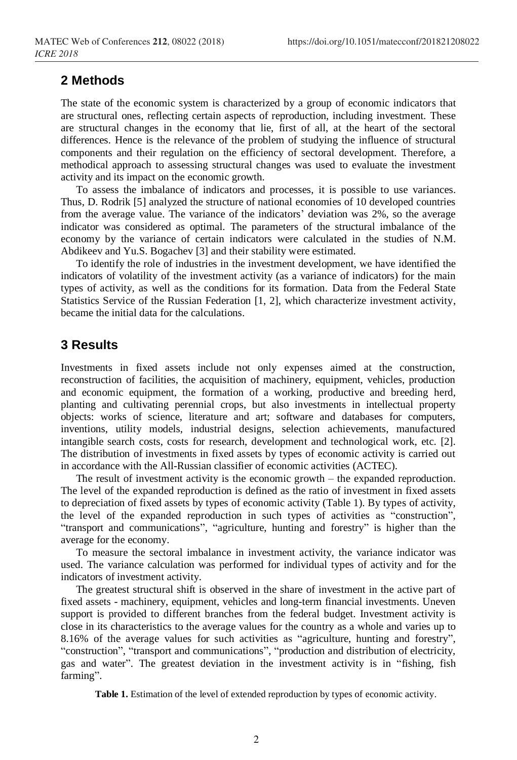## 2 Methods

The state of the economic system is characterized by a group of economic indicators that are structural ones, reflecting certain aspects of reproduction, including investment. These are structural changes in the economy that lie, first of all, at the heart of the sectoral differences. Hence is the relevance of the problem of studying the influence of structural components and their regulation on the efficiency of sectoral development. Therefore, a methodical approach to assessing structural changes was used to evaluate the investment activity and its impact on the economic growth.

To assess the imbalance of indicators and processes, it is possible to use variances. Thus, D. Rodrik [5] analyzed the structure of national economies of 10 developed countries from the average value. The variance of the indicators' deviation was 2%, so the average indicator was considered as optimal. The parameters of the structural imbalance of the economy by the variance of certain indicators were calculated in the studies of N.M. Abdikeev and Yu.S. Bogachev [3] and their stability were estimated.

To identify the role of industries in the investment development, we have identified the indicators of volatility of the investment activity (as a variance of indicators) for the main types of activity, as well as the conditions for its formation. Data from the Federal State Statistics Service of the Russian Federation [1, 2], which characterize investment activity, became the initial data for the calculations.

## 3 Results

Investments in fixed assets include not only expenses aimed at the construction, reconstruction of facilities, the acquisition of machinery, equipment, vehicles, production and economic equipment, the formation of a working, productive and breeding herd, planting and cultivating perennial crops, but also investments in intellectual property objects: works of science, literature and art; software and databases for computers, inventions, utility models, industrial designs, selection achievements, manufactured intangible search costs, costs for research, development and technological work, etc. [2]. The distribution of investments in fixed assets by types of economic activity is carried out in accordance with the All-Russian classifier of economic activities (ACTEC).

The result of investment activity is the economic growth – the expanded reproduction. The level of the expanded reproduction is defined as the ratio of investment in fixed assets to depreciation of fixed assets by types of economic activity (Table 1). By types of activity, the level of the expanded reproduction in such types of activities as "construction", "transport and communications", "agriculture, hunting and forestry" is higher than the average for the economy.

To measure the sectoral imbalance in investment activity, the variance indicator was used. The variance calculation was performed for individual types of activity and for the indicators of investment activity.

The greatest structural shift is observed in the share of investment in the active part of fixed assets - machinery, equipment, vehicles and long-term financial investments. Uneven support is provided to different branches from the federal budget. Investment activity is close in its characteristics to the average values for the country as a whole and varies up to 8.16% of the average values for such activities as "agriculture, hunting and forestry", "construction", "transport and communications", "production and distribution of electricity, gas and water". The greatest deviation in the investment activity is in "fishing, fish farming".

**Table 1.** Estimation of the level of extended reproduction by types of economic activity.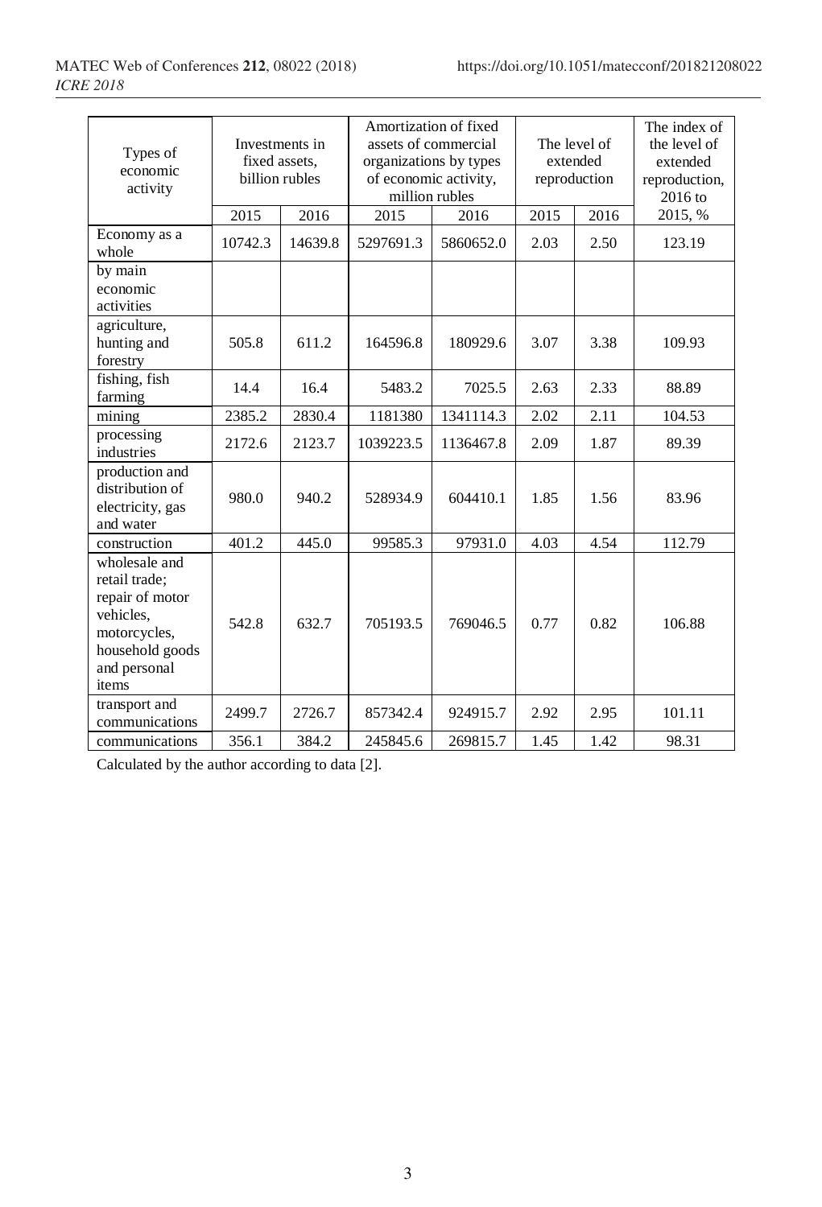| Types of economic activity | Investments in fixed assets, billion rubles | | Amortization of fixed assets of commercial organizations by types of economic activity, million rubles | | The level of extended reproduction | | The index of the level of extended reproduction, 2016 to 2015, % |
|---|---|---|---|---|---|---|---|
| | 2015 | 2016 | 2015 | 2016 | 2015 | 2016 | |
| Economy as a whole | 10742.3 | 14639.8 | 5297691.3 | 5860652.0 | 2.03 | 2.50 | 123.19 |
| by main economic activities | | | | | | | |
| agriculture, hunting and forestry | 505.8 | 611.2 | 164596.8 | 180929.6 | 3.07 | 3.38 | 109.93 |
| fishing, fish farming | 14.4 | 16.4 | 5483.2 | 7025.5 | 2.63 | 2.33 | 88.89 |
| mining | 2385.2 | 2830.4 | 1181380 | 1341114.3 | 2.02 | 2.11 | 104.53 |
| processing industries | 2172.6 | 2123.7 | 1039223.5 | 1136467.8 | 2.09 | 1.87 | 89.39 |
| production and distribution of electricity, gas and water | 980.0 | 940.2 | 528934.9 | 604410.1 | 1.85 | 1.56 | 83.96 |
| construction | 401.2 | 445.0 | 99585.3 | 97931.0 | 4.03 | 4.54 | 112.79 |
| wholesale and retail trade; repair of motor vehicles, motorcycles, household goods and personal items | 542.8 | 632.7 | 705193.5 | 769046.5 | 0.77 | 0.82 | 106.88 |
| transport and communications | 2499.7 | 2726.7 | 857342.4 | 924915.7 | 2.92 | 2.95 | 101.11 |
| communications | 356.1 | 384.2 | 245845.6 | 269815.7 | 1.45 | 1.42 | 98.31 |

Calculated by the author according to data [2].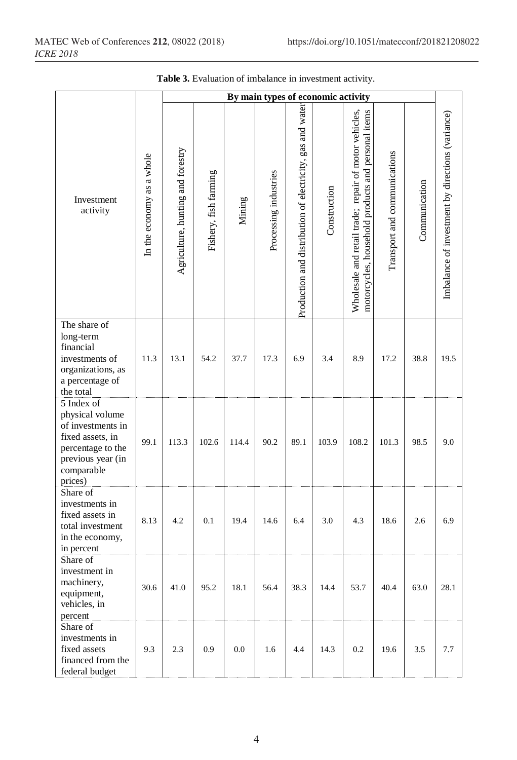**Table 3.** Evaluation of imbalance in investment activity.

| Investment activity | In the economy as a whole | By main types of economic activity | | | | | | | | | Imbalance of investment by directions (variance) |
|---|---|---|---|---|---|---|---|---|---|---|---|
| | | Agriculture, hunting and forestry | Fishery, fish farming | Mining | Processing industries | Production and distribution of electricity, gas and water | Construction | Wholesale and retail trade; repair of motor vehicles, motorcycles, household products and personal items | Transport and communications | Communication | |
| The share of long-term financial investments of organizations, as a percentage of the total | 11.3 | 13.1 | 54.2 | 37.7 | 17.3 | 6.9 | 3.4 | 8.9 | 17.2 | 38.8 | 19.5 |
| 5 Index of physical volume of investments in fixed assets, in percentage to the previous year (in comparable prices) | 99.1 | 113.3 | 102.6 | 114.4 | 90.2 | 89.1 | 103.9 | 108.2 | 101.3 | 98.5 | 9.0 |
| Share of investments in fixed assets in total investment in the economy, in percent | 8.13 | 4.2 | 0.1 | 19.4 | 14.6 | 6.4 | 3.0 | 4.3 | 18.6 | 2.6 | 6.9 |
| Share of investment in machinery, equipment, vehicles, in percent | 30.6 | 41.0 | 95.2 | 18.1 | 56.4 | 38.3 | 14.4 | 53.7 | 40.4 | 63.0 | 28.1 |
| Share of investments in fixed assets financed from the federal budget | 9.3 | 2.3 | 0.9 | 0.0 | 1.6 | 4.4 | 14.3 | 0.2 | 19.6 | 3.5 | 7.7 |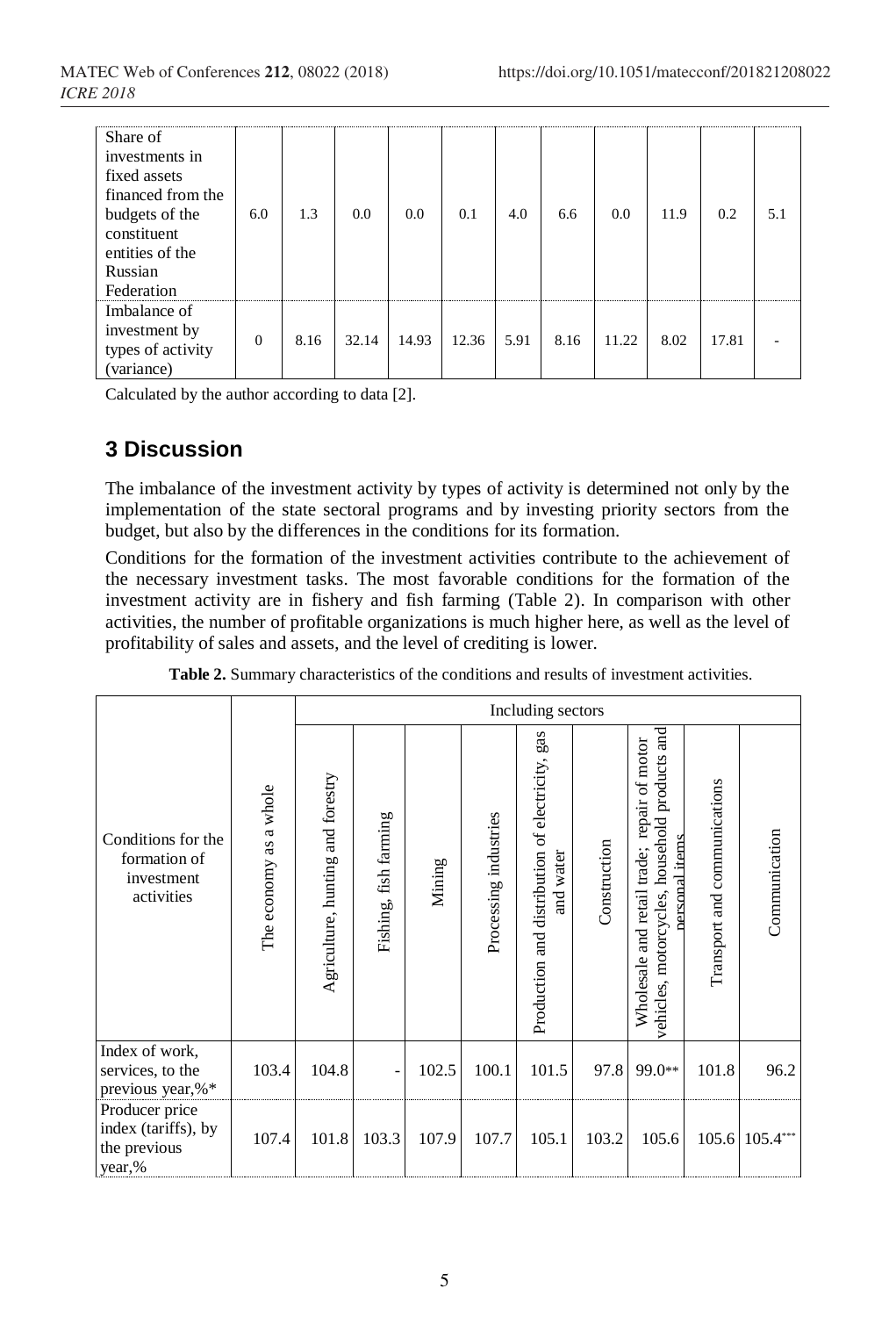| Share of investments in fixed assets financed from the budgets of the constituent entities of the Russian Federation | 6.0 | 1.3 | 0.0 | 0.0 | 0.1 | 4.0 | 6.6 | 0.0 | 11.9 | 0.2 | 5.1 |
|---|---|---|---|---|---|---|---|---|---|---|---|
| Imbalance of investment by types of activity (variance) | 0 | 8.16 | 32.14 | 14.93 | 12.36 | 5.91 | 8.16 | 11.22 | 8.02 | 17.81 | - |

Calculated by the author according to data [2].

## 3 Discussion

The imbalance of the investment activity by types of activity is determined not only by the implementation of the state sectoral programs and by investing priority sectors from the budget, but also by the differences in the conditions for its formation.

Conditions for the formation of the investment activities contribute to the achievement of the necessary investment tasks. The most favorable conditions for the formation of the investment activity are in fishery and fish farming (Table 2). In comparison with other activities, the number of profitable organizations is much higher here, as well as the level of profitability of sales and assets, and the level of crediting is lower.

**Table 2.** Summary characteristics of the conditions and results of investment activities.

| Conditions for the formation of investment activities | The economy as a whole | Including sectors | | | | | | | | |
|---|---|---|---|---|---|---|---|---|---|---|
| | | Agriculture, hunting and forestry | Fishing, fish farming | Mining | Processing industries | Production and distribution of electricity, gas and water | Construction | Wholesale and retail trade; repair of motor vehicles, motorcycles, household products and personal items | Transport and communications | Communication |
| Index of work, services, to the previous year,%* | 103.4 | 104.8 | - | 102.5 | 100.1 | 101.5 | 97.8 | 99.0** | 101.8 | 96.2 |
| Producer price index (tariffs), by the previous year,% | 107.4 | 101.8 | 103.3 | 107.9 | 107.7 | 105.1 | 103.2 | 105.6 | 105.6 | 105.4*** |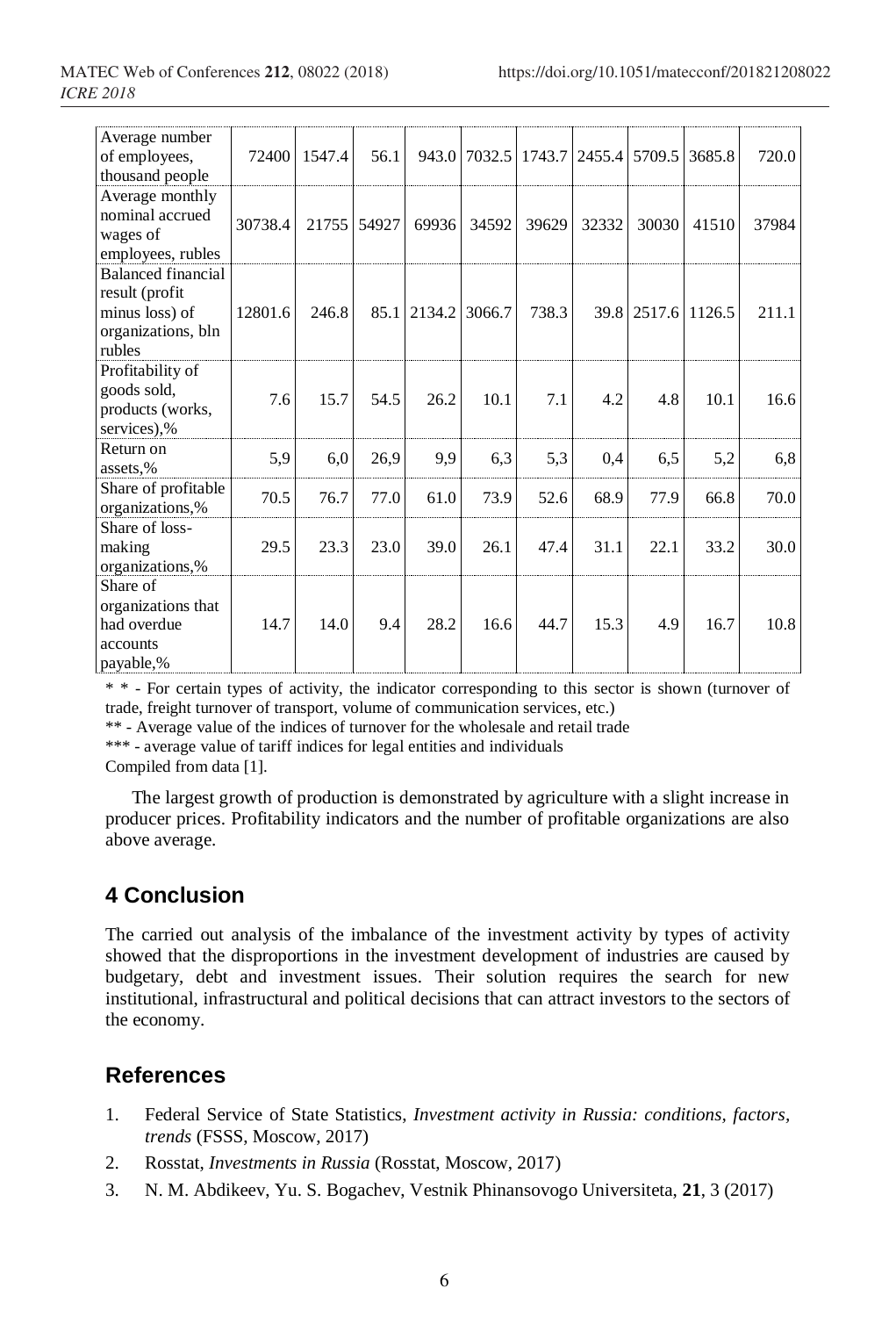| Average number of employees, thousand people | 72400 | 1547.4 | 56.1 | 943.0 | 7032.5 | 1743.7 | 2455.4 | 5709.5 | 3685.8 | 720.0 |
|---|---|---|---|---|---|---|---|---|---|---|
| Average monthly nominal accrued wages of employees, rubles | 30738.4 | 21755 | 54927 | 69936 | 34592 | 39629 | 32332 | 30030 | 41510 | 37984 |
| Balanced financial result (profit minus loss) of organizations, bln rubles | 12801.6 | 246.8 | 85.1 | 2134.2 | 3066.7 | 738.3 | 39.8 | 2517.6 | 1126.5 | 211.1 |
| Profitability of goods sold, products (works, services),% | 7.6 | 15.7 | 54.5 | 26.2 | 10.1 | 7.1 | 4.2 | 4.8 | 10.1 | 16.6 |
| Return on assets,% | 5,9 | 6,0 | 26,9 | 9,9 | 6,3 | 5,3 | 0,4 | 6,5 | 5,2 | 6,8 |
| Share of profitable organizations,% | 70.5 | 76.7 | 77.0 | 61.0 | 73.9 | 52.6 | 68.9 | 77.9 | 66.8 | 70.0 |
| Share of loss-making organizations,% | 29.5 | 23.3 | 23.0 | 39.0 | 26.1 | 47.4 | 31.1 | 22.1 | 33.2 | 30.0 |
| Share of organizations that had overdue accounts payable,% | 14.7 | 14.0 | 9.4 | 28.2 | 16.6 | 44.7 | 15.3 | 4.9 | 16.7 | 10.8 |

* * - For certain types of activity, the indicator corresponding to this sector is shown (turnover of trade, freight turnover of transport, volume of communication services, etc.)

** - Average value of the indices of turnover for the wholesale and retail trade

*** - average value of tariff indices for legal entities and individuals

Compiled from data [1].

The largest growth of production is demonstrated by agriculture with a slight increase in producer prices. Profitability indicators and the number of profitable organizations are also above average.

## 4 Conclusion

The carried out analysis of the imbalance of the investment activity by types of activity showed that the disproportions in the investment development of industries are caused by budgetary, debt and investment issues. Their solution requires the search for new institutional, infrastructural and political decisions that can attract investors to the sectors of the economy.

## References

1. Federal Service of State Statistics, *Investment activity in Russia: conditions, factors, trends* (FSSS, Moscow, 2017)
2. Rosstat, *Investments in Russia* (Rosstat, Moscow, 2017)
3. N. M. Abdikeev, Yu. S. Bogachev, Vestnik Phinansovogo Universiteta, **21**, 3 (2017)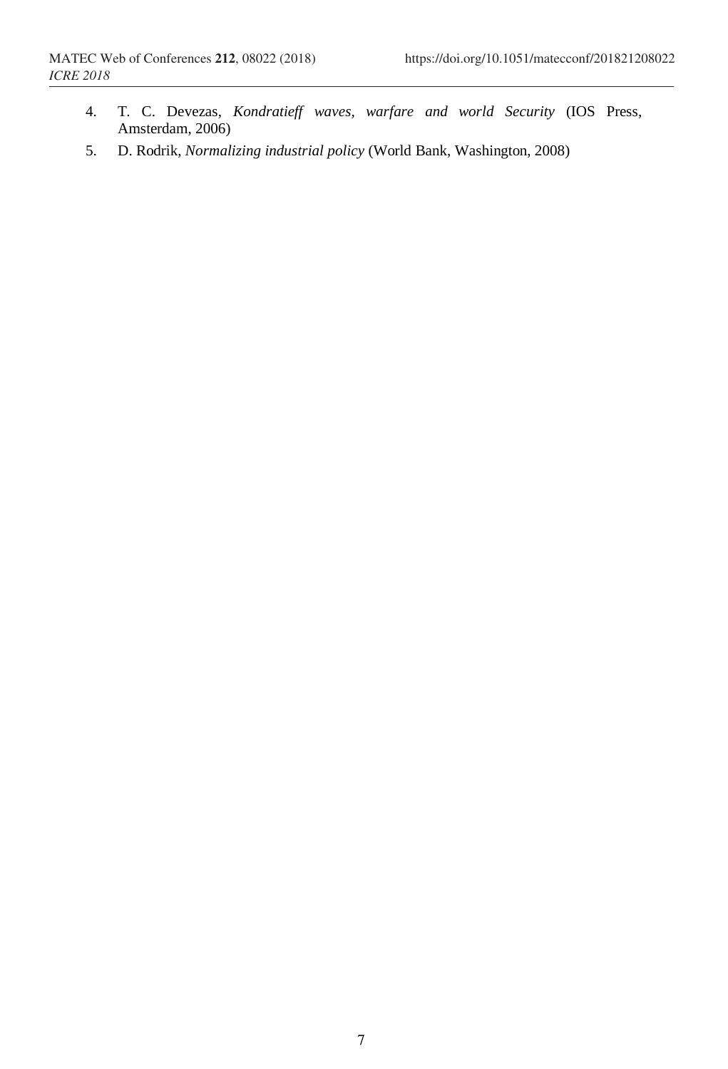4. T. C. Devezas, *Kondratieff waves, warfare and world Security* (IOS Press, Amsterdam, 2006)
5. D. Rodrik, *Normalizing industrial policy* (World Bank, Washington, 2008)